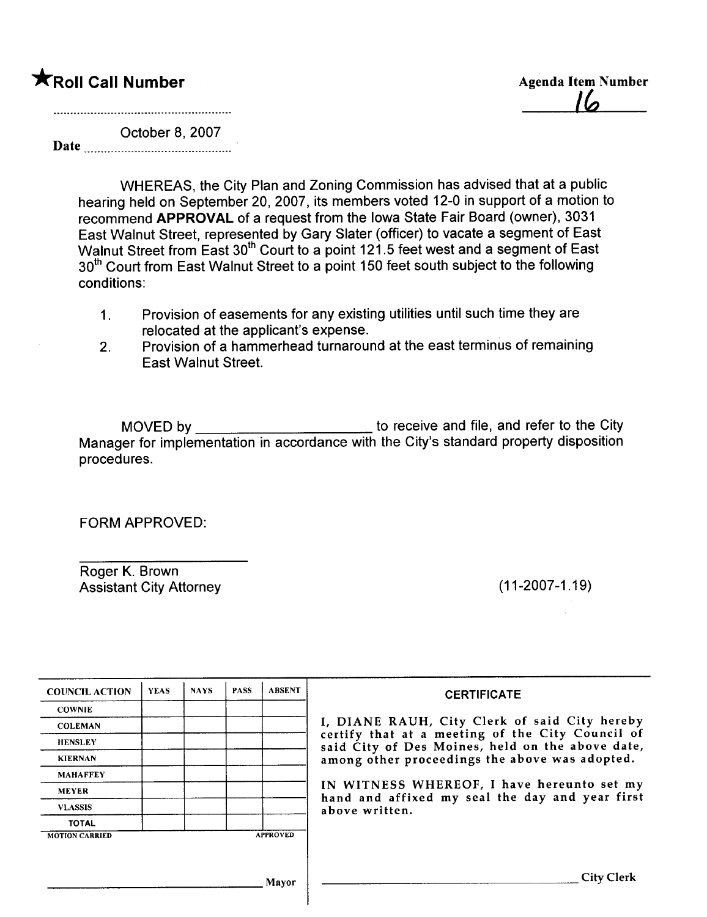★**Roll Call Number**

**Agenda Item Number**
16

........................................................

Date October 8, 2007

WHEREAS, the City Plan and Zoning Commission has advised that at a public hearing held on September 20, 2007, its members voted 12-0 in support of a motion to recommend **APPROVAL** of a request from the Iowa State Fair Board (owner), 3031 East Walnut Street, represented by Gary Slater (officer) to vacate a segment of East Walnut Street from East 30th Court to a point 121.5 feet west and a segment of East 30th Court from East Walnut Street to a point 150 feet south subject to the following conditions:

1. Provision of easements for any existing utilities until such time they are relocated at the applicant's expense.
2. Provision of a hammerhead turnaround at the east terminus of remaining East Walnut Street.

MOVED by ______________________ to receive and file, and refer to the City Manager for implementation in accordance with the City's standard property disposition procedures.

FORM APPROVED:

______________________
Roger K. Brown
Assistant City Attorney

(11-2007-1.19)

| COUNCIL ACTION | YEAS | NAYS | PASS | ABSENT |
|---|---|---|---|---|
| COWNIE | | | | |
| COLEMAN | | | | |
| HENSLEY | | | | |
| KIERNAN | | | | |
| MAHAFFEY | | | | |
| MEYER | | | | |
| VLASSIS | | | | |
| TOTAL | | | | |

MOTION CARRIED APPROVED

______________________________ Mayor

**CERTIFICATE**

I, DIANE RAUH, City Clerk of said City hereby certify that at a meeting of the City Council of said City of Des Moines, held on the above date, among other proceedings the above was adopted.

IN WITNESS WHEREOF, I have hereunto set my hand and affixed my seal the day and year first above written.

______________________________ City Clerk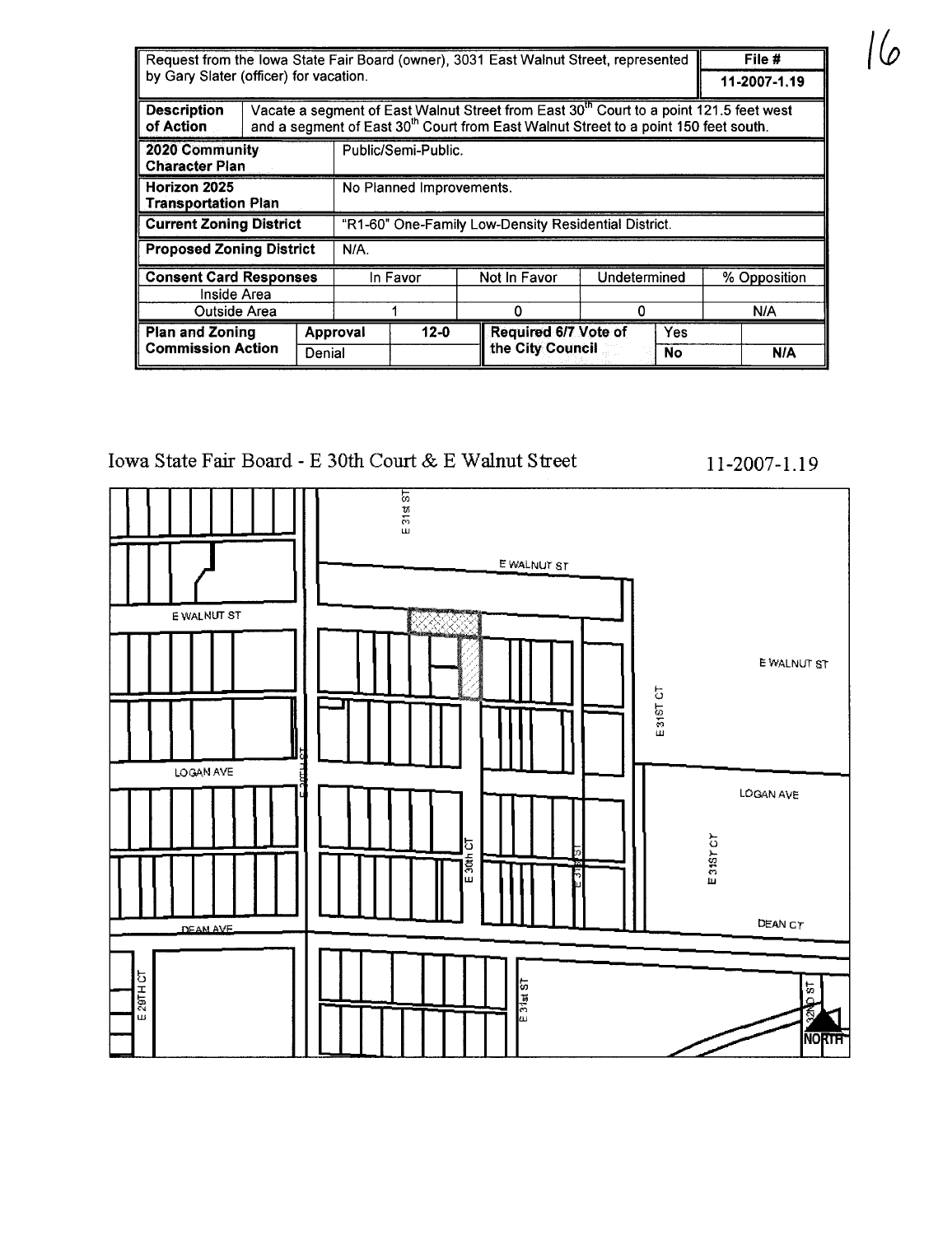| Request from the Iowa State Fair Board (owner), 3031 East Walnut Street, represented by Gary Slater (officer) for vacation. | | | | | | | File # |
|---|---|---|---|---|---|---|---|
| | | | | | | | 11-2007-1.19 |
| **Description of Action** | Vacate a segment of East Walnut Street from East 30th Court to a point 121.5 feet west and a segment of East 30th Court from East Walnut Street to a point 150 feet south. | | | | | | |
| **2020 Community Character Plan** | Public/Semi-Public. | | | | | | |
| **Horizon 2025 Transportation Plan** | No Planned Improvements. | | | | | | |
| **Current Zoning District** | "R1-60" One-Family Low-Density Residential District. | | | | | | |
| **Proposed Zoning District** | N/A. | | | | | | |
| **Consent Card Responses** | In Favor | | Not In Favor | | Undetermined | | % Opposition |
| Inside Area | | | | | | | |
| Outside Area | 1 | | 0 | | 0 | | N/A |
| **Plan and Zoning Commission Action** | Approval | 12-0 | Required 6/7 Vote of the City Council | | Yes | | |
| | Denial | | | | No | | N/A |

Iowa State Fair Board - E 30th Court & E Walnut Street

11-2007-1.19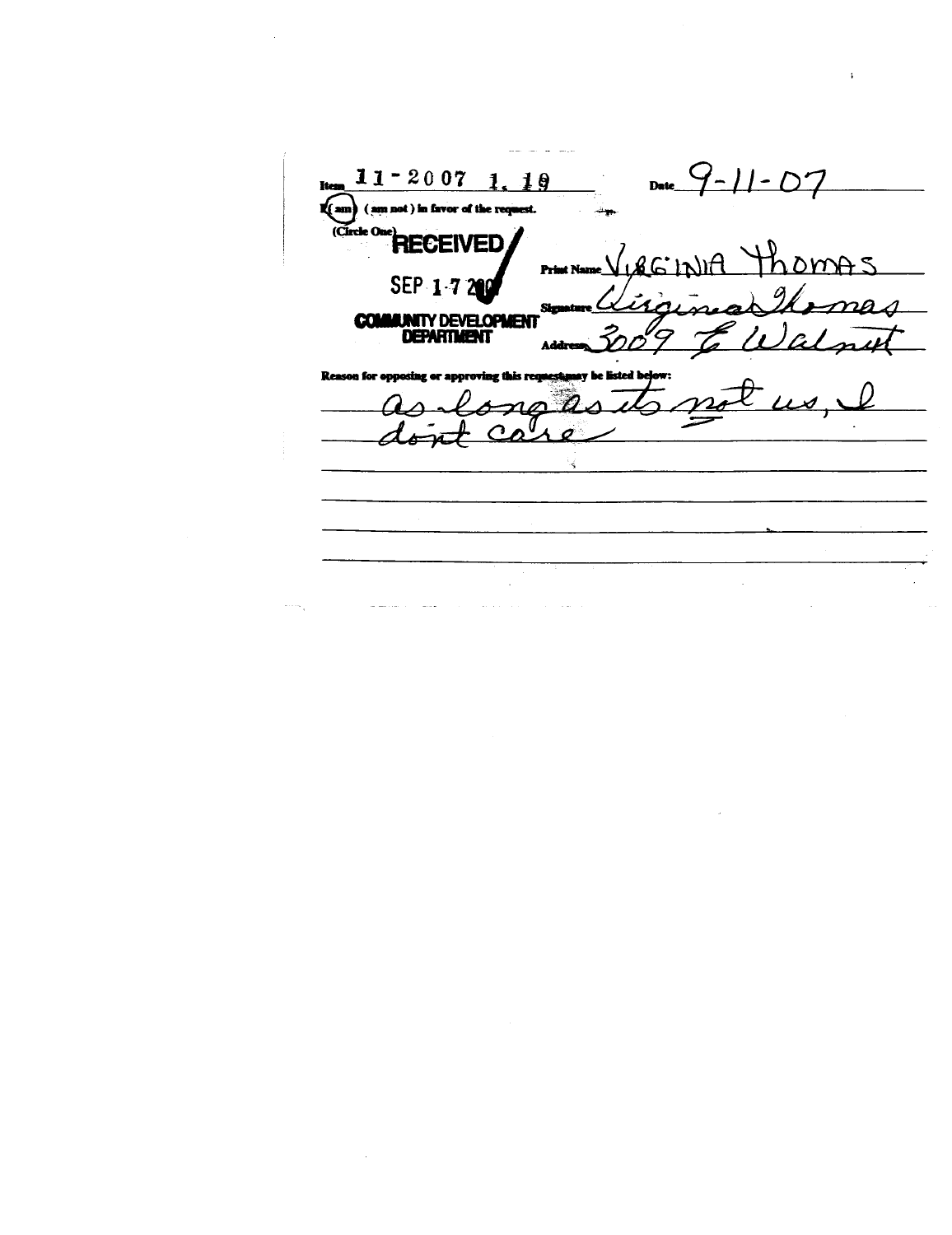Item 11-2007 1. 19 Date 9-11-07

I (am) (am not) in favor of the request.
(Circle One)

RECEIVED
SEP 17 2007
COMMUNITY DEVELOPMENT DEPARTMENT

Print Name VIRGINIA Thomas

Signature Virginia Thomas

Address 3009 E Walnut

Reason for opposing or approving this request may be listed below:

as long as its not us, I dont care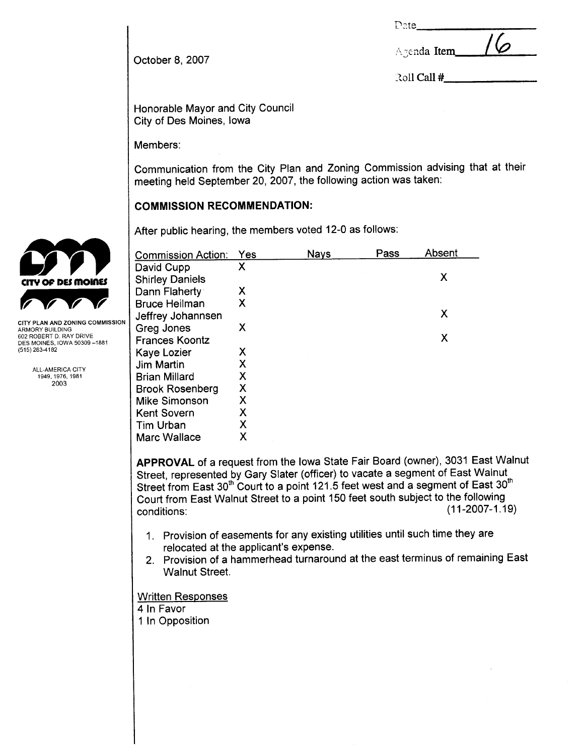Date\_\_\_\_\_\_\_\_\_\_\_\_\_\_\_

Agenda Item 16

Roll Call #\_\_\_\_\_\_\_\_\_\_\_\_\_\_\_

October 8, 2007

CITY OF DES MOINES

CITY PLAN AND ZONING COMMISSION
ARMORY BUILDING
602 ROBERT D. RAY DRIVE
DES MOINES, IOWA 50309-1881
(515) 283-4182

ALL-AMERICA CITY
1949, 1976, 1981
2003

Honorable Mayor and City Council
City of Des Moines, Iowa

Members:

Communication from the City Plan and Zoning Commission advising that at their meeting held September 20, 2007, the following action was taken:

**COMMISSION RECOMMENDATION:**

After public hearing, the members voted 12-0 as follows:

| Commission Action: | Yes | Nays | Pass | Absent |
|---|---|---|---|---|
| David Cupp | X | | | |
| Shirley Daniels | | | | X |
| Dann Flaherty | X | | | |
| Bruce Heilman | X | | | |
| Jeffrey Johannsen | | | | X |
| Greg Jones | X | | | |
| Frances Koontz | | | | X |
| Kaye Lozier | X | | | |
| Jim Martin | X | | | |
| Brian Millard | X | | | |
| Brook Rosenberg | X | | | |
| Mike Simonson | X | | | |
| Kent Sovern | X | | | |
| Tim Urban | X | | | |
| Marc Wallace | X | | | |

**APPROVAL** of a request from the Iowa State Fair Board (owner), 3031 East Walnut Street, represented by Gary Slater (officer) to vacate a segment of East Walnut Street from East 30th Court to a point 121.5 feet west and a segment of East 30th Court from East Walnut Street to a point 150 feet south subject to the following conditions: (11-2007-1.19)

1. Provision of easements for any existing utilities until such time they are relocated at the applicant's expense.
2. Provision of a hammerhead turnaround at the east terminus of remaining East Walnut Street.

Written Responses
4 In Favor
1 In Opposition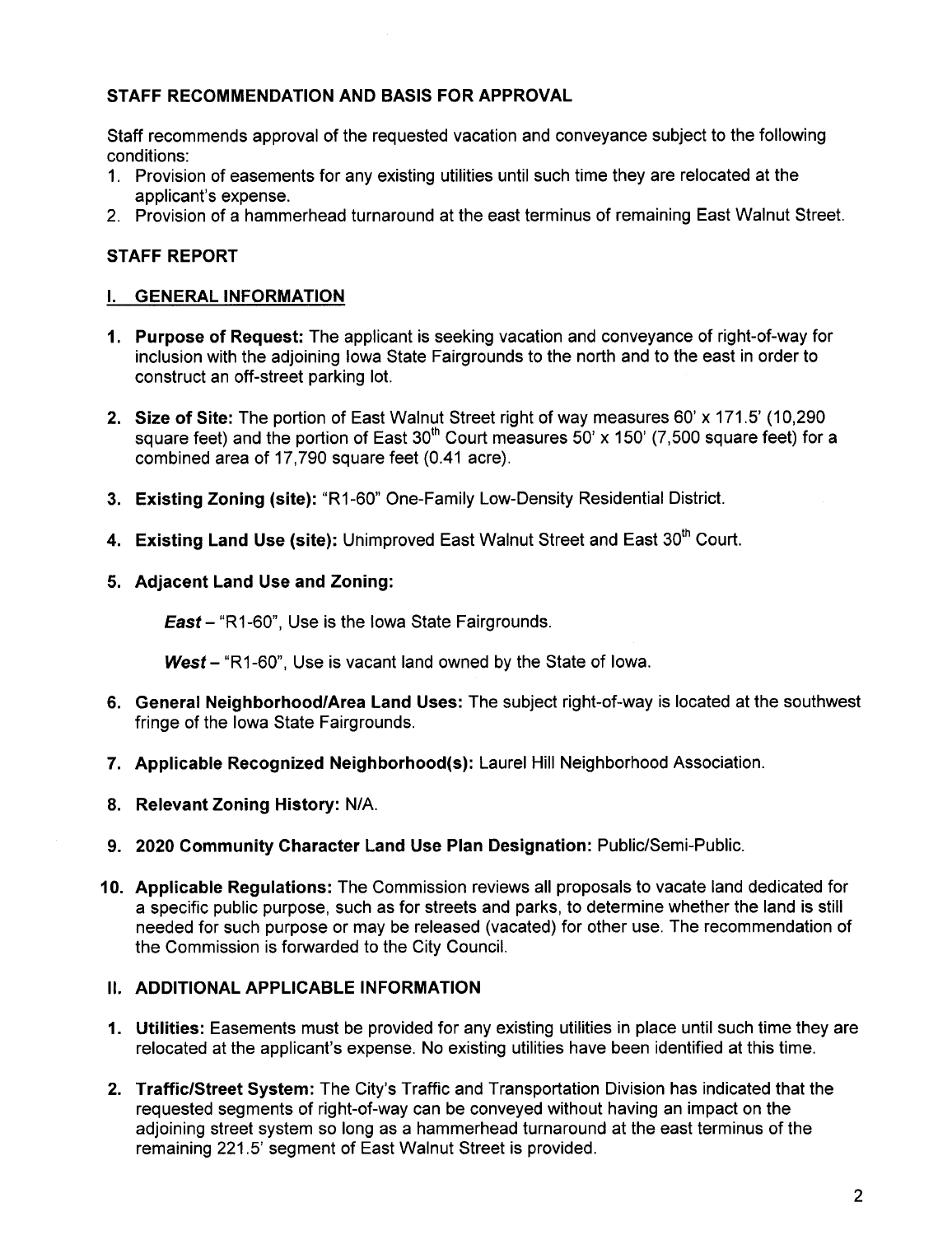## STAFF RECOMMENDATION AND BASIS FOR APPROVAL

Staff recommends approval of the requested vacation and conveyance subject to the following conditions:

1. Provision of easements for any existing utilities until such time they are relocated at the applicant's expense.
2. Provision of a hammerhead turnaround at the east terminus of remaining East Walnut Street.

## STAFF REPORT

### I. GENERAL INFORMATION

1. **Purpose of Request:** The applicant is seeking vacation and conveyance of right-of-way for inclusion with the adjoining Iowa State Fairgrounds to the north and to the east in order to construct an off-street parking lot.

2. **Size of Site:** The portion of East Walnut Street right of way measures 60' x 171.5' (10,290 square feet) and the portion of East 30th Court measures 50' x 150' (7,500 square feet) for a combined area of 17,790 square feet (0.41 acre).

3. **Existing Zoning (site):** "R1-60" One-Family Low-Density Residential District.

4. **Existing Land Use (site):** Unimproved East Walnut Street and East 30th Court.

5. **Adjacent Land Use and Zoning:**

   ***East*** – "R1-60", Use is the Iowa State Fairgrounds.

   ***West*** – "R1-60", Use is vacant land owned by the State of Iowa.

6. **General Neighborhood/Area Land Uses:** The subject right-of-way is located at the southwest fringe of the Iowa State Fairgrounds.

7. **Applicable Recognized Neighborhood(s):** Laurel Hill Neighborhood Association.

8. **Relevant Zoning History:** N/A.

9. **2020 Community Character Land Use Plan Designation:** Public/Semi-Public.

10. **Applicable Regulations:** The Commission reviews all proposals to vacate land dedicated for a specific public purpose, such as for streets and parks, to determine whether the land is still needed for such purpose or may be released (vacated) for other use. The recommendation of the Commission is forwarded to the City Council.

### II. ADDITIONAL APPLICABLE INFORMATION

1. **Utilities:** Easements must be provided for any existing utilities in place until such time they are relocated at the applicant's expense. No existing utilities have been identified at this time.

2. **Traffic/Street System:** The City's Traffic and Transportation Division has indicated that the requested segments of right-of-way can be conveyed without having an impact on the adjoining street system so long as a hammerhead turnaround at the east terminus of the remaining 221.5' segment of East Walnut Street is provided.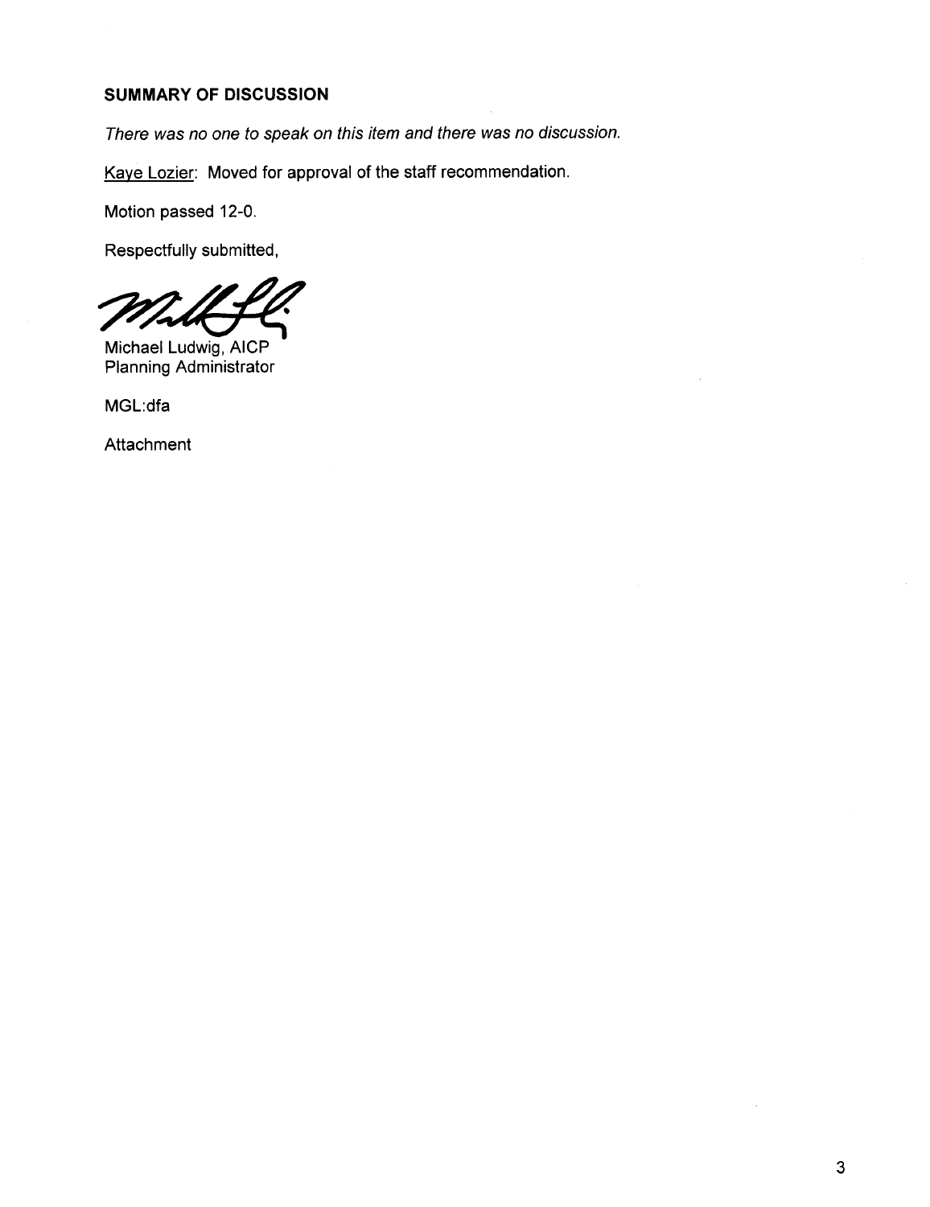**SUMMARY OF DISCUSSION**

*There was no one to speak on this item and there was no discussion.*

Kaye Lozier: Moved for approval of the staff recommendation.

Motion passed 12-0.

Respectfully submitted,

Michael Ludwig, AICP
Planning Administrator

MGL:dfa

Attachment